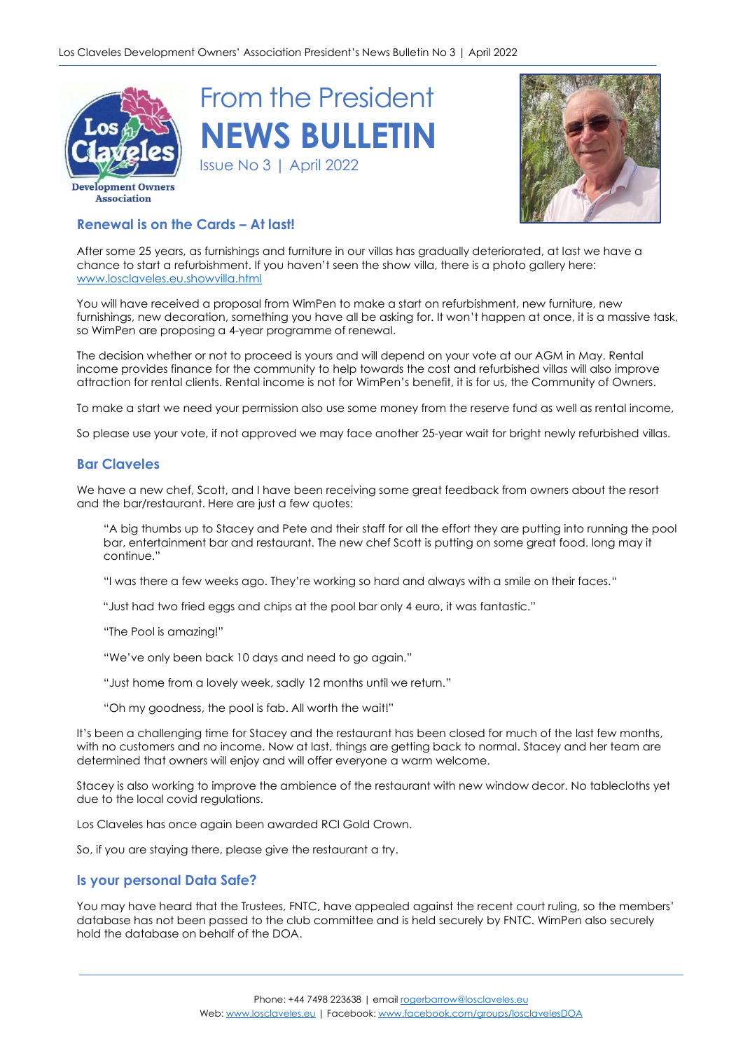# From the President NEWS BULLETIN

Issue No 3 | April 2022

## Renewal is on the Cards – At last!

After some 25 years, as furnishings and furniture in our villas has gradually deteriorated, at last we have a chance to start a refurbishment. If you haven't seen the show villa, there is a photo gallery here: www.losclaveles.eu.showvilla.html

You will have received a proposal from WimPen to make a start on refurbishment, new furniture, new furnishings, new decoration, something you have all be asking for. It won't happen at once, it is a massive task, so WimPen are proposing a 4-year programme of renewal.

The decision whether or not to proceed is yours and will depend on your vote at our AGM in May. Rental income provides finance for the community to help towards the cost and refurbished villas will also improve attraction for rental clients. Rental income is not for WimPen's benefit, it is for us, the Community of Owners.

To make a start we need your permission also use some money from the reserve fund as well as rental income,

So please use your vote, if not approved we may face another 25-year wait for bright newly refurbished villas.

## Bar Claveles

We have a new chef, Scott, and I have been receiving some great feedback from owners about the resort and the bar/restaurant. Here are just a few quotes:

> "A big thumbs up to Stacey and Pete and their staff for all the effort they are putting into running the pool bar, entertainment bar and restaurant. The new chef Scott is putting on some great food. long may it continue."
>
> "I was there a few weeks ago. They're working so hard and always with a smile on their faces."
>
> "Just had two fried eggs and chips at the pool bar only 4 euro, it was fantastic."
>
> "The Pool is amazing!"
>
> "We've only been back 10 days and need to go again."
>
> "Just home from a lovely week, sadly 12 months until we return."
>
> "Oh my goodness, the pool is fab. All worth the wait!"

It's been a challenging time for Stacey and the restaurant has been closed for much of the last few months, with no customers and no income. Now at last, things are getting back to normal. Stacey and her team are determined that owners will enjoy and will offer everyone a warm welcome.

Stacey is also working to improve the ambience of the restaurant with new window decor. No tablecloths yet due to the local covid regulations.

Los Claveles has once again been awarded RCI Gold Crown.

So, if you are staying there, please give the restaurant a try.

## Is your personal Data Safe?

You may have heard that the Trustees, FNTC, have appealed against the recent court ruling, so the members' database has not been passed to the club committee and is held securely by FNTC. WimPen also securely hold the database on behalf of the DOA.

Phone: +44 7498 223638 | email rogerbarrow@losclaveles.eu
Web: www.losclaveles.eu | Facebook: www.facebook.com/groups/losclavelesDOA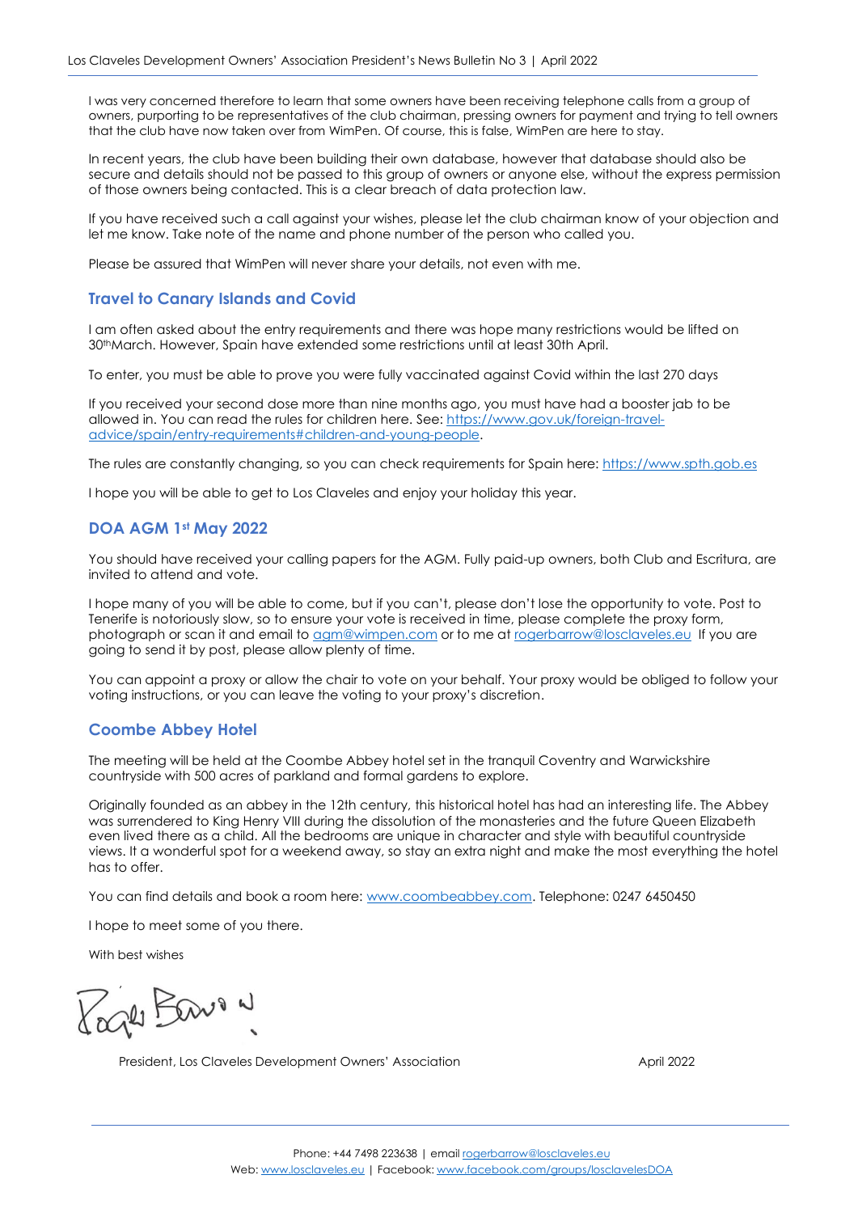I was very concerned therefore to learn that some owners have been receiving telephone calls from a group of owners, purporting to be representatives of the club chairman, pressing owners for payment and trying to tell owners that the club have now taken over from WimPen. Of course, this is false, WimPen are here to stay.

In recent years, the club have been building their own database, however that database should also be secure and details should not be passed to this group of owners or anyone else, without the express permission of those owners being contacted. This is a clear breach of data protection law.

If you have received such a call against your wishes, please let the club chairman know of your objection and let me know. Take note of the name and phone number of the person who called you.

Please be assured that WimPen will never share your details, not even with me.

## Travel to Canary Islands and Covid

I am often asked about the entry requirements and there was hope many restrictions would be lifted on 30th March. However, Spain have extended some restrictions until at least 30th April.

To enter, you must be able to prove you were fully vaccinated against Covid within the last 270 days

If you received your second dose more than nine months ago, you must have had a booster jab to be allowed in. You can read the rules for children here. See: https://www.gov.uk/foreign-travel-advice/spain/entry-requirements#children-and-young-people.

The rules are constantly changing, so you can check requirements for Spain here: https://www.spth.gob.es

I hope you will be able to get to Los Claveles and enjoy your holiday this year.

## DOA AGM 1st May 2022

You should have received your calling papers for the AGM. Fully paid-up owners, both Club and Escritura, are invited to attend and vote.

I hope many of you will be able to come, but if you can't, please don't lose the opportunity to vote. Post to Tenerife is notoriously slow, so to ensure your vote is received in time, please complete the proxy form, photograph or scan it and email to agm@wimpen.com or to me at rogerbarrow@losclaveles.eu If you are going to send it by post, please allow plenty of time.

You can appoint a proxy or allow the chair to vote on your behalf. Your proxy would be obliged to follow your voting instructions, or you can leave the voting to your proxy's discretion.

## Coombe Abbey Hotel

The meeting will be held at the Coombe Abbey hotel set in the tranquil Coventry and Warwickshire countryside with 500 acres of parkland and formal gardens to explore.

Originally founded as an abbey in the 12th century, this historical hotel has had an interesting life. The Abbey was surrendered to King Henry VIII during the dissolution of the monasteries and the future Queen Elizabeth even lived there as a child. All the bedrooms are unique in character and style with beautiful countryside views. It a wonderful spot for a weekend away, so stay an extra night and make the most everything the hotel has to offer.

You can find details and book a room here: www.coombeabbey.com. Telephone: 0247 6450450

I hope to meet some of you there.

With best wishes

Roger Barrow

President, Los Claveles Development Owners' Association — April 2022

Phone: +44 7498 223638 | email rogerbarrow@losclaveles.eu
Web: www.losclaveles.eu | Facebook: www.facebook.com/groups/losclavelesDOA